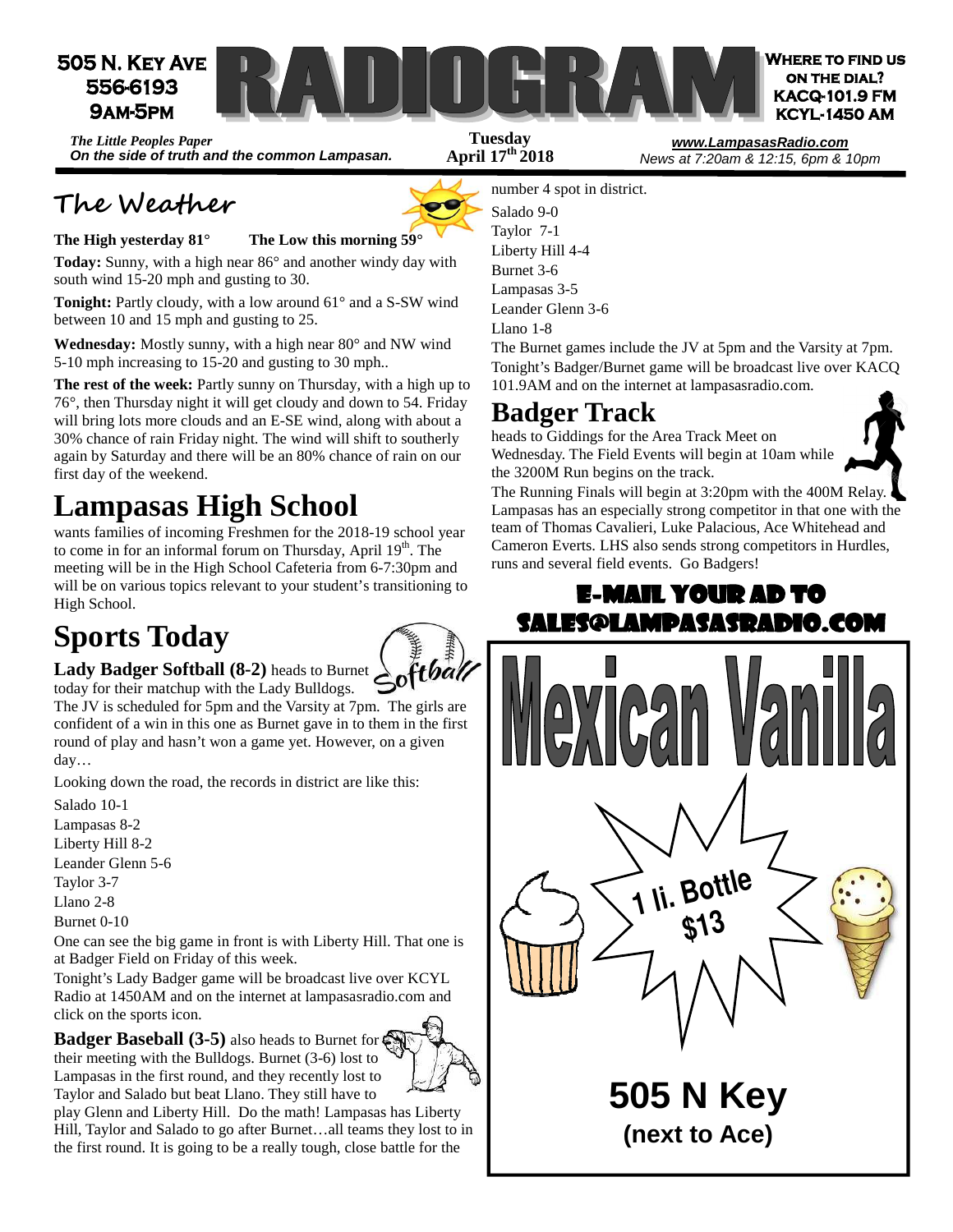505 N. Key Ave
556-6193
9am-5pm

# RADIOGRAM

Where to find us on the dial?
KACQ-101.9 FM
KCYL-1450 AM

*The Little Peoples Paper*
*On the side of truth and the common Lampasan.*

**Tuesday**
**April 17th 2018**

*www.LampasasRadio.com*
*News at 7:20am & 12:15, 6pm & 10pm*

## The Weather

**The High yesterday 81°** **The Low this morning 59°**

**Today:** Sunny, with a high near 86° and another windy day with south wind 15-20 mph and gusting to 30.

**Tonight:** Partly cloudy, with a low around 61° and a S-SW wind between 10 and 15 mph and gusting to 25.

**Wednesday:** Mostly sunny, with a high near 80° and NW wind 5-10 mph increasing to 15-20 and gusting to 30 mph..

**The rest of the week:** Partly sunny on Thursday, with a high up to 76°, then Thursday night it will get cloudy and down to 54. Friday will bring lots more clouds and an E-SE wind, along with about a 30% chance of rain Friday night. The wind will shift to southerly again by Saturday and there will be an 80% chance of rain on our first day of the weekend.

## Lampasas High School

wants families of incoming Freshmen for the 2018-19 school year to come in for an informal forum on Thursday, April 19th. The meeting will be in the High School Cafeteria from 6-7:30pm and will be on various topics relevant to your student's transitioning to High School.

## Sports Today

**Lady Badger Softball (8-2)** heads to Burnet today for their matchup with the Lady Bulldogs. The JV is scheduled for 5pm and the Varsity at 7pm. The girls are confident of a win in this one as Burnet gave in to them in the first round of play and hasn't won a game yet. However, on a given day…

Looking down the road, the records in district are like this:

Salado 10-1
Lampasas 8-2
Liberty Hill 8-2
Leander Glenn 5-6
Taylor 3-7
Llano 2-8
Burnet 0-10

One can see the big game in front is with Liberty Hill. That one is at Badger Field on Friday of this week.

Tonight's Lady Badger game will be broadcast live over KCYL Radio at 1450AM and on the internet at lampasasradio.com and click on the sports icon.

**Badger Baseball (3-5)** also heads to Burnet for their meeting with the Bulldogs. Burnet (3-6) lost to Lampasas in the first round, and they recently lost to Taylor and Salado but beat Llano. They still have to play Glenn and Liberty Hill. Do the math! Lampasas has Liberty Hill, Taylor and Salado to go after Burnet…all teams they lost to in the first round. It is going to be a really tough, close battle for the number 4 spot in district.

Salado 9-0
Taylor 7-1
Liberty Hill 4-4
Burnet 3-6
Lampasas 3-5
Leander Glenn 3-6
Llano 1-8

The Burnet games include the JV at 5pm and the Varsity at 7pm. Tonight's Badger/Burnet game will be broadcast live over KACQ 101.9AM and on the internet at lampasasradio.com.

## Badger Track

heads to Giddings for the Area Track Meet on Wednesday. The Field Events will begin at 10am while the 3200M Run begins on the track.

The Running Finals will begin at 3:20pm with the 400M Relay. Lampasas has an especially strong competitor in that one with the team of Thomas Cavalieri, Luke Palacious, Ace Whitehead and Cameron Everts. LHS also sends strong competitors in Hurdles, runs and several field events. Go Badgers!

**E-MAIL YOUR AD TO SALES@LAMPASASRADIO.COM**

**Mexican Vanilla**

**1 li. Bottle $13**

**505 N Key**
**(next to Ace)**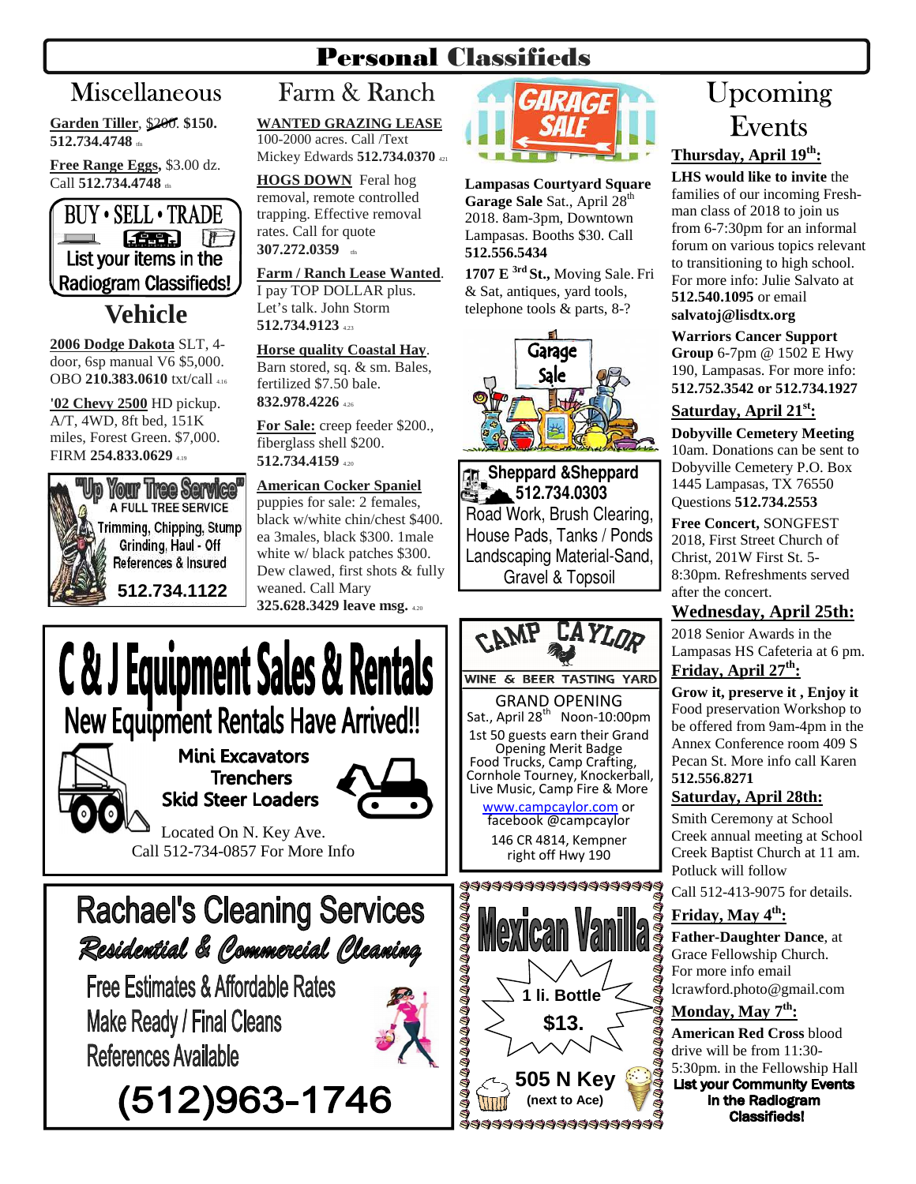# Personal Classifieds

## Miscellaneous

**Garden Tiller**, ~~$200~~. **$150. 512.734.4748** tfn

**Free Range Eggs,** $3.00 dz. Call **512.734.4748** tfn

BUY • SELL • TRADE
List your items in the Radiogram Classifieds!

## Vehicle

**2006 Dodge Dakota** SLT, 4-door, 6sp manual V6 $5,000. OBO **210.383.0610** txt/call 4.16

**'02 Chevy 2500** HD pickup. A/T, 4WD, 8ft bed, 151K miles, Forest Green. $7,000. FIRM **254.833.0629** 4.19

"Up Your Tree Service"
A FULL TREE SERVICE
Trimming, Chipping, Stump Grinding, Haul - Off
References & Insured
512.734.1122

## Farm & Ranch

**WANTED GRAZING LEASE** 100-2000 acres. Call /Text Mickey Edwards **512.734.0370** 421

**HOGS DOWN** Feral hog removal, remote controlled trapping. Effective removal rates. Call for quote **307.272.0359** tfn

**Farm / Ranch Lease Wanted**. I pay TOP DOLLAR plus. Let's talk. John Storm **512.734.9123** 4.23

**Horse quality Coastal Hay**. Barn stored, sq. & sm. Bales, fertilized $7.50 bale. **832.978.4226** 4.26

**For Sale:** creep feeder $200., fiberglass shell $200. **512.734.4159** 4.20

**American Cocker Spaniel** puppies for sale: 2 females, black w/white chin/chest $400. ea 3males, black $300. 1male white w/ black patches $300. Dew clawed, first shots & fully weaned. Call Mary **325.628.3429 leave msg.** 4.20

## GARAGE SALE

**Lampasas Courtyard Square Garage Sale** Sat., April 28th 2018. 8am-3pm, Downtown Lampasas. Booths $30. Call **512.556.5434**

**1707 E 3rd St.,** Moving Sale. Fri & Sat, antiques, yard tools, telephone tools & parts, 8-?

Garage Sale

**Sheppard &Sheppard**
**512.734.0303**
Road Work, Brush Clearing, House Pads, Tanks / Ponds Landscaping Material-Sand, Gravel & Topsoil

## Upcoming Events

### Thursday, April 19th:

**LHS would like to invite** the families of our incoming Freshman class of 2018 to join us from 6-7:30pm for an informal forum on various topics relevant to transitioning to high school. For more info: Julie Salvato at **512.540.1095** or email **salvatoj@lisdtx.org**

**Warriors Cancer Support Group** 6-7pm @ 1502 E Hwy 190, Lampasas. For more info: **512.752.3542 or 512.734.1927**

### Saturday, April 21st:

**Dobyville Cemetery Meeting** 10am. Donations can be sent to Dobyville Cemetery P.O. Box 1445 Lampasas, TX 76550 Questions **512.734.2553**

**Free Concert,** SONGFEST 2018, First Street Church of Christ, 201W First St. 5-8:30pm. Refreshments served after the concert.

### Wednesday, April 25th:

2018 Senior Awards in the Lampasas HS Cafeteria at 6 pm.

### Friday, April 27th:

**Grow it, preserve it , Enjoy it** Food preservation Workshop to be offered from 9am-4pm in the Annex Conference room 409 S Pecan St. More info call Karen **512.556.8271**

### Saturday, April 28th:

Smith Ceremony at School Creek annual meeting at School Creek Baptist Church at 11 am. Potluck will follow

Call 512-413-9075 for details.

### Friday, May 4th:

**Father-Daughter Dance**, at Grace Fellowship Church. For more info email lcrawford.photo@gmail.com

### Monday, May 7th:

**American Red Cross** blood drive will be from 11:30-5:30pm. in the Fellowship Hall

**List your Community Events in the Radiogram Classifieds!**

---

**C & J Equipment Sales & Rentals**
**New Equipment Rentals Have Arrived!!**
Mini Excavators
Trenchers
Skid Steer Loaders
Located On N. Key Ave.
Call 512-734-0857 For More Info

---

**CAMP CAYLOR**
WINE & BEER TASTING YARD
GRAND OPENING
Sat., April 28th Noon-10:00pm
1st 50 guests earn their Grand Opening Merit Badge
Food Trucks, Camp Crafting, Cornhole Tourney, Knockerball, Live Music, Camp Fire & More
www.campcaylor.com or facebook @campcaylor
146 CR 4814, Kempner right off Hwy 190

---

**Rachael's Cleaning Services**
*Residential & Commercial Cleaning*
Free Estimates & Affordable Rates
Make Ready / Final Cleans
References Available
**(512)963-1746**

---

**Mexican Vanilla**
1 li. Bottle
$13.
505 N Key
(next to Ace)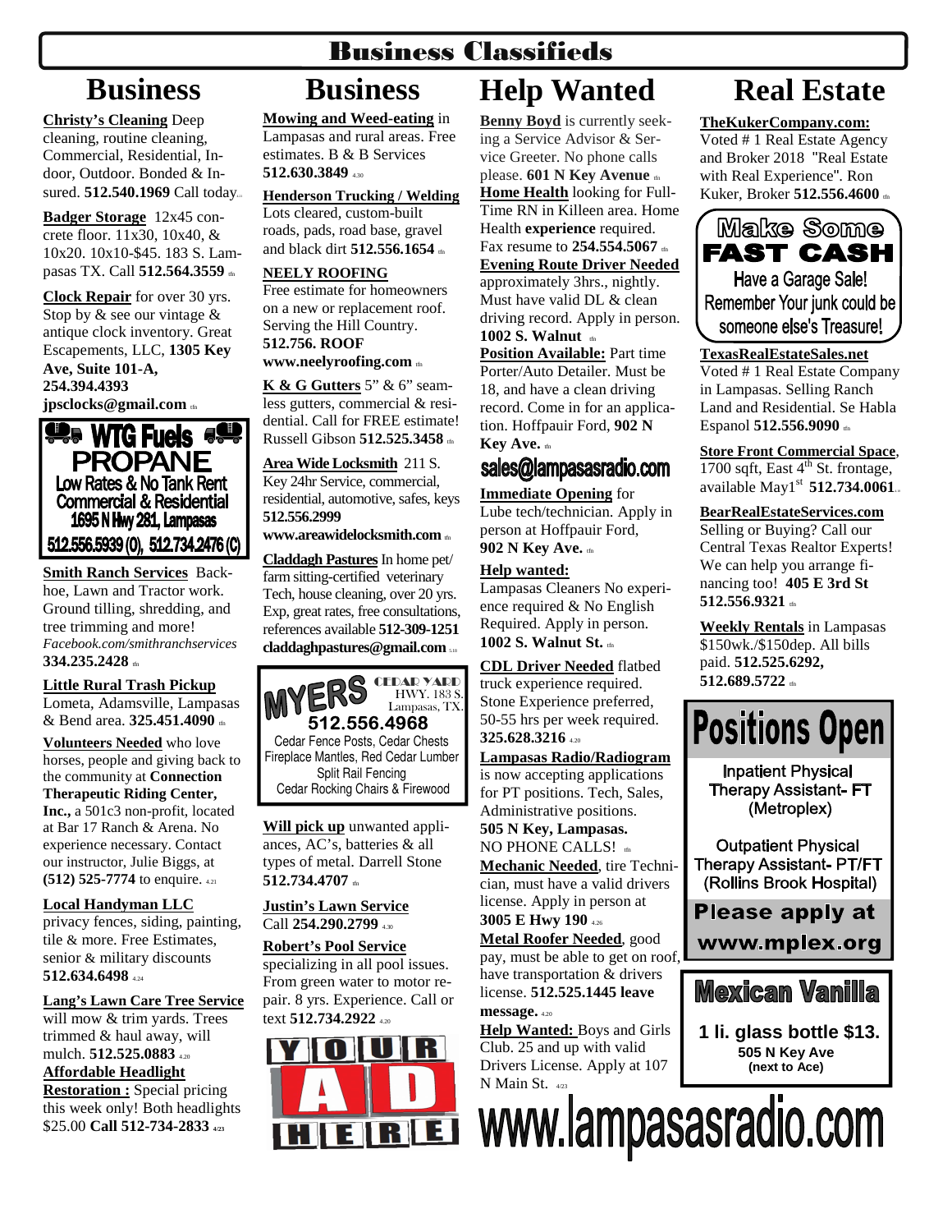# Business Classifieds

## Business

**Christy's Cleaning** Deep cleaning, routine cleaning, Commercial, Residential, Indoor, Outdoor. Bonded & Insured. **512.540.1969** Call today.

**Badger Storage** 12x45 concrete floor. 11x30, 10x40, & 10x20. 10x10-$45. 183 S. Lampasas TX. Call **512.564.3559** tfn

**Clock Repair** for over 30 yrs. Stop by & see our vintage & antique clock inventory. Great Escapements, LLC, **1305 Key Ave, Suite 101-A, 254.394.4393 jpsclocks@gmail.com** tfn

**WTG Fuels PROPANE**
Low Rates & No Tank Rent
Commercial & Residential
1695 N Hwy 281, Lampasas
512.556.5939 (O), 512.734.2476 (C)

**Smith Ranch Services** Backhoe, Lawn and Tractor work. Ground tilling, shredding, and tree trimming and more! *Facebook.com/smithranchservices* **334.235.2428** tfn

**Little Rural Trash Pickup** Lometa, Adamsville, Lampasas & Bend area. **325.451.4090** tfn

**Volunteers Needed** who love horses, people and giving back to the community at **Connection Therapeutic Riding Center, Inc.,** a 501c3 non-profit, located at Bar 17 Ranch & Arena. No experience necessary. Contact our instructor, Julie Biggs, at **(512) 525-7774** to enquire. 4.21

**Local Handyman LLC** privacy fences, siding, painting, tile & more. Free Estimates, senior & military discounts **512.634.6498** 4.24

**Lang's Lawn Care Tree Service** will mow & trim yards. Trees trimmed & haul away, will mulch. **512.525.0883** 4.20

**Affordable Headlight Restoration :** Special pricing this week only! Both headlights $25.00 **Call 512-734-2833** 4/23

## Business

**Mowing and Weed-eating** in Lampasas and rural areas. Free estimates. B & B Services **512.630.3849** 4.30

**Henderson Trucking / Welding** Lots cleared, custom-built roads, pads, road base, gravel and black dirt **512.556.1654** tfn

**NEELY ROOFING** Free estimate for homeowners on a new or replacement roof. Serving the Hill Country. **512.756. ROOF www.neelyroofing.com** tfn

**K & G Gutters** 5" & 6" seamless gutters, commercial & residential. Call for FREE estimate! Russell Gibson **512.525.3458** tfn

**Area Wide Locksmith** 211 S. Key 24hr Service, commercial, residential, automotive, safes, keys **512.556.2999 www.areawidelocksmith.com** tfn

**Claddagh Pastures** In home pet/ farm sitting-certified veterinary Tech, house cleaning, over 20 yrs. Exp, great rates, free consultations, references available **512-309-1251 claddaghpastures@gmail.com** 5.10

**MYERS** CEDAR YARD HWY. 183 S. Lampasas, TX.
**512.556.4968**
Cedar Fence Posts, Cedar Chests
Fireplace Mantles, Red Cedar Lumber
Split Rail Fencing
Cedar Rocking Chairs & Firewood

**Will pick up** unwanted appliances, AC's, batteries & all types of metal. Darrell Stone **512.734.4707** tfn

**Justin's Lawn Service** Call **254.290.2799** 4.30

**Robert's Pool Service** specializing in all pool issues. From green water to motor repair. 8 yrs. Experience. Call or text **512.734.2922** 4.20

YOUR AD HERE

## Help Wanted

**Benny Boyd** is currently seeking a Service Advisor & Service Greeter. No phone calls please. **601 N Key Avenue** tfn

**Home Health** looking for Full-Time RN in Killeen area. Home Health **experience** required. Fax resume to **254.554.5067** tfn

**Evening Route Driver Needed** approximately 3hrs., nightly. Must have valid DL & clean driving record. Apply in person. **1002 S. Walnut** tfn

**Position Available:** Part time Porter/Auto Detailer. Must be 18, and have a clean driving record. Come in for an application. Hoffpauir Ford, **902 N Key Ave.** tfn

**sales@lampasasradio.com**

**Immediate Opening** for Lube tech/technician. Apply in person at Hoffpauir Ford, **902 N Key Ave.** tfn

**Help wanted:** Lampasas Cleaners No experience required & No English Required. Apply in person. **1002 S. Walnut St.** tfn

**CDL Driver Needed** flatbed truck experience required. Stone Experience preferred, 50-55 hrs per week required. **325.628.3216** 4.20

**Lampasas Radio/Radiogram** is now accepting applications for PT positions. Tech, Sales, Administrative positions. **505 N Key, Lampasas.** NO PHONE CALLS! tfn

**Mechanic Needed**, tire Technician, must have a valid drivers license. Apply in person at **3005 E Hwy 190** 4.26

**Metal Roofer Needed**, good pay, must be able to get on roof, have transportation & drivers license. **512.525.1445 leave message.** 4.20

**Help Wanted:** Boys and Girls Club. 25 and up with valid Drivers License. Apply at 107 N Main St. 4/23

## Real Estate

**TheKukerCompany.com:** Voted # 1 Real Estate Agency and Broker 2018 "Real Estate with Real Experience". Ron Kuker, Broker **512.556.4600** tfn

**Make Some FAST CASH**
Have a Garage Sale!
Remember Your junk could be someone else's Treasure!

**TexasRealEstateSales.net** Voted # 1 Real Estate Company in Lampasas. Selling Ranch Land and Residential. Se Habla Espanol **512.556.9090** tfn

**Store Front Commercial Space**, 1700 sqft, East 4th St. frontage, available May1st **512.734.0061**

**BearRealEstateServices.com** Selling or Buying? Call our Central Texas Realtor Experts! We can help you arrange financing too! **405 E 3rd St 512.556.9321** tfn

**Weekly Rentals** in Lampasas $150wk./$150dep. All bills paid. **512.525.6292, 512.689.5722** tfn

**Positions Open**

Inpatient Physical Therapy Assistant- FT (Metroplex)

Outpatient Physical Therapy Assistant- PT/FT (Rollins Brook Hospital)

**Please apply at www.mplex.org**

**Mexican Vanilla**

**1 li. glass bottle $13.**
**505 N Key Ave (next to Ace)**

**www.lampasasradio.com**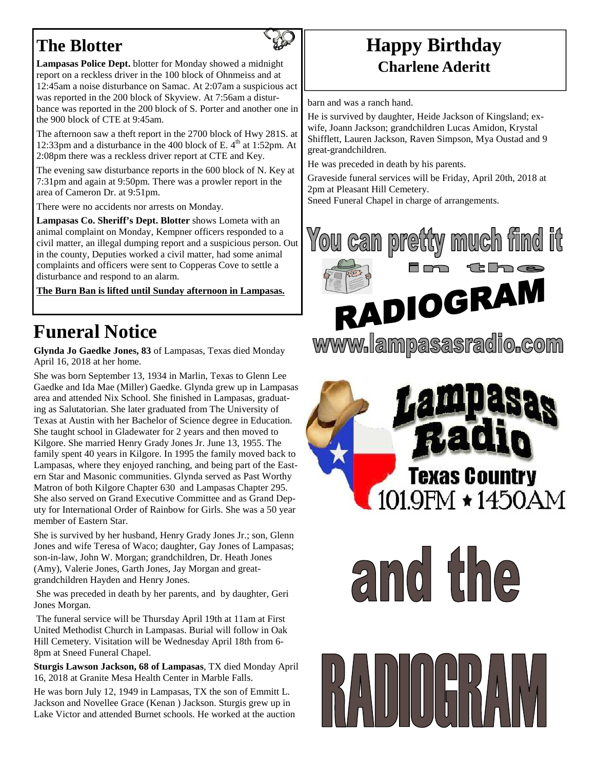## The Blotter

**Lampasas Police Dept.** blotter for Monday showed a midnight report on a reckless driver in the 100 block of Ohnmeiss and at 12:45am a noise disturbance on Samac. At 2:07am a suspicious act was reported in the 200 block of Skyview. At 7:56am a disturbance was reported in the 200 block of S. Porter and another one in the 900 block of CTE at 9:45am.

The afternoon saw a theft report in the 2700 block of Hwy 281S. at 12:33pm and a disturbance in the 400 block of E. 4th at 1:52pm. At 2:08pm there was a reckless driver report at CTE and Key.

The evening saw disturbance reports in the 600 block of N. Key at 7:31pm and again at 9:50pm. There was a prowler report in the area of Cameron Dr. at 9:51pm.

There were no accidents nor arrests on Monday.

**Lampasas Co. Sheriff's Dept. Blotter** shows Lometa with an animal complaint on Monday, Kempner officers responded to a civil matter, an illegal dumping report and a suspicious person. Out in the county, Deputies worked a civil matter, had some animal complaints and officers were sent to Copperas Cove to settle a disturbance and respond to an alarm.

**The Burn Ban is lifted until Sunday afternoon in Lampasas.**

# Funeral Notice

**Glynda Jo Gaedke Jones, 83** of Lampasas, Texas died Monday April 16, 2018 at her home.

She was born September 13, 1934 in Marlin, Texas to Glenn Lee Gaedke and Ida Mae (Miller) Gaedke. Glynda grew up in Lampasas area and attended Nix School. She finished in Lampasas, graduating as Salutatorian. She later graduated from The University of Texas at Austin with her Bachelor of Science degree in Education. She taught school in Gladewater for 2 years and then moved to Kilgore. She married Henry Grady Jones Jr. June 13, 1955. The family spent 40 years in Kilgore. In 1995 the family moved back to Lampasas, where they enjoyed ranching, and being part of the Eastern Star and Masonic communities. Glynda served as Past Worthy Matron of both Kilgore Chapter 630 and Lampasas Chapter 295. She also served on Grand Executive Committee and as Grand Deputy for International Order of Rainbow for Girls. She was a 50 year member of Eastern Star.

She is survived by her husband, Henry Grady Jones Jr.; son, Glenn Jones and wife Teresa of Waco; daughter, Gay Jones of Lampasas; son-in-law, John W. Morgan; grandchildren, Dr. Heath Jones (Amy), Valerie Jones, Garth Jones, Jay Morgan and great-grandchildren Hayden and Henry Jones.

She was preceded in death by her parents, and by daughter, Geri Jones Morgan.

The funeral service will be Thursday April 19th at 11am at First United Methodist Church in Lampasas. Burial will follow in Oak Hill Cemetery. Visitation will be Wednesday April 18th from 6-8pm at Sneed Funeral Chapel.

**Sturgis Lawson Jackson, 68 of Lampasas**, TX died Monday April 16, 2018 at Granite Mesa Health Center in Marble Falls.

He was born July 12, 1949 in Lampasas, TX the son of Emmitt L. Jackson and Novellee Grace (Kenan ) Jackson. Sturgis grew up in Lake Victor and attended Burnet schools. He worked at the auction barn and was a ranch hand.

He is survived by daughter, Heide Jackson of Kingsland; ex-wife, Joann Jackson; grandchildren Lucas Amidon, Krystal Shifflett, Lauren Jackson, Raven Simpson, Mya Oustad and 9 great-grandchildren.

He was preceded in death by his parents.

Graveside funeral services will be Friday, April 20th, 2018 at 2pm at Pleasant Hill Cemetery.
Sneed Funeral Chapel in charge of arrangements.

## Happy Birthday
### Charlene Aderitt

You can pretty much find it in the RADIOGRAM

www.lampasasradio.com

Lampasas Radio

Texas Country

101.9FM ★ 1450AM

and the

RADIOGRAM